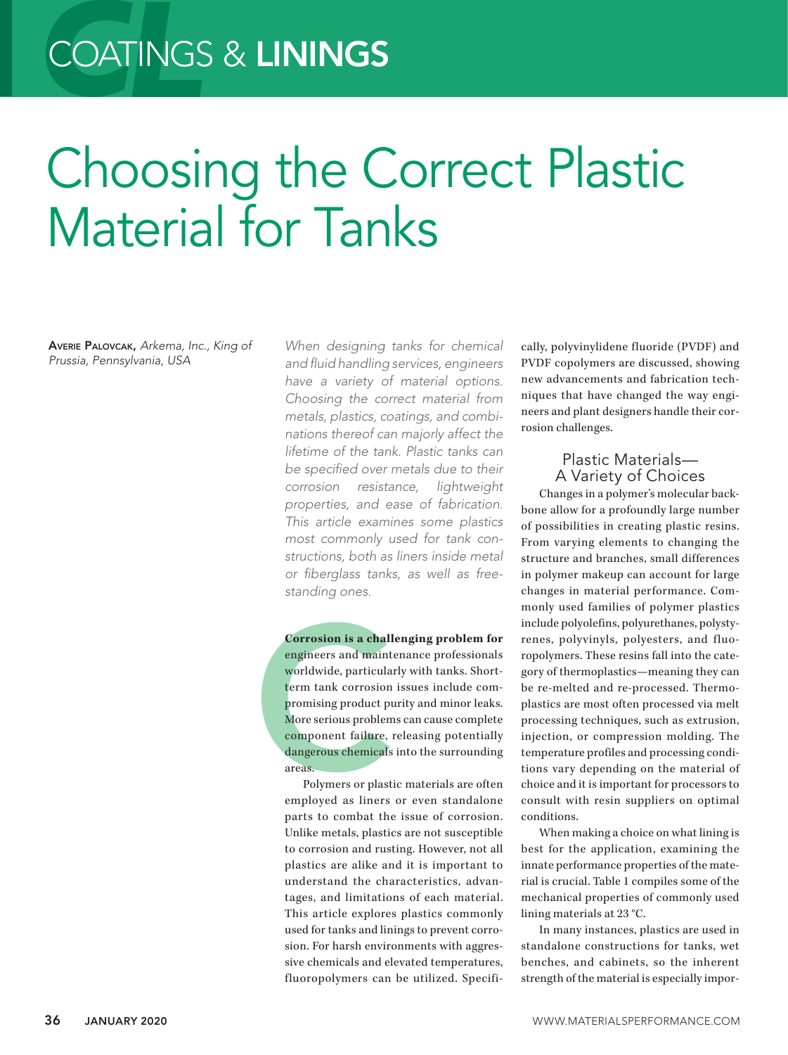# Choosing the Correct Plastic Material for Tanks

**Averie Palovcak,** *Arkema, Inc., King of Prussia, Pennsylvania, USA*

*When designing tanks for chemical and fluid handling services, engineers have a variety of material options. Choosing the correct material from metals, plastics, coatings, and combinations thereof can majorly affect the lifetime of the tank. Plastic tanks can be specified over metals due to their corrosion resistance, lightweight properties, and ease of fabrication. This article examines some plastics most commonly used for tank constructions, both as liners inside metal or fiberglass tanks, as well as free-standing ones.*

**Corrosion is a challenging problem for** engineers and maintenance professionals worldwide, particularly with tanks. Short-term tank corrosion issues include compromising product purity and minor leaks. More serious problems can cause complete component failure, releasing potentially dangerous chemicals into the surrounding areas.

Polymers or plastic materials are often employed as liners or even standalone parts to combat the issue of corrosion. Unlike metals, plastics are not susceptible to corrosion and rusting. However, not all plastics are alike and it is important to understand the characteristics, advantages, and limitations of each material. This article explores plastics commonly used for tanks and linings to prevent corrosion. For harsh environments with aggressive chemicals and elevated temperatures, fluoropolymers can be utilized. Specifically, polyvinylidene fluoride (PVDF) and PVDF copolymers are discussed, showing new advancements and fabrication techniques that have changed the way engineers and plant designers handle their corrosion challenges.

## Plastic Materials—A Variety of Choices

Changes in a polymer's molecular backbone allow for a profoundly large number of possibilities in creating plastic resins. From varying elements to changing the structure and branches, small differences in polymer makeup can account for large changes in material performance. Commonly used families of polymer plastics include polyolefins, polyurethanes, polystyrenes, polyvinyls, polyesters, and fluoropolymers. These resins fall into the category of thermoplastics—meaning they can be re-melted and re-processed. Thermoplastics are most often processed via melt processing techniques, such as extrusion, injection, or compression molding. The temperature profiles and processing conditions vary depending on the material of choice and it is important for processors to consult with resin suppliers on optimal conditions.

When making a choice on what lining is best for the application, examining the innate performance properties of the material is crucial. Table 1 compiles some of the mechanical properties of commonly used lining materials at 23 °C.

In many instances, plastics are used in standalone constructions for tanks, wet benches, and cabinets, so the inherent strength of the material is especially impor-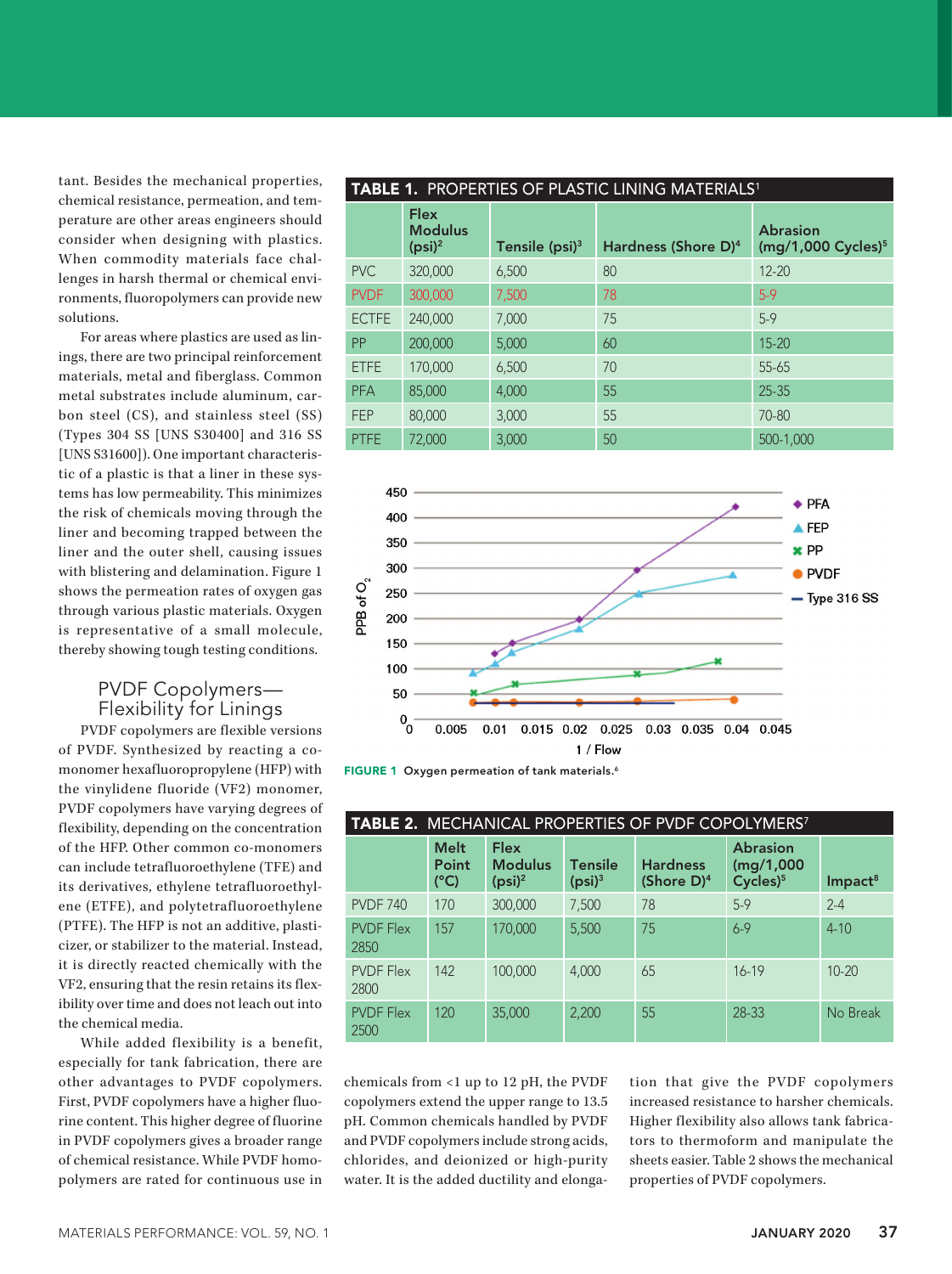tant. Besides the mechanical properties, chemical resistance, permeation, and temperature are other areas engineers should consider when designing with plastics. When commodity materials face challenges in harsh thermal or chemical environments, fluoropolymers can provide new solutions.

For areas where plastics are used as linings, there are two principal reinforcement materials, metal and fiberglass. Common metal substrates include aluminum, carbon steel (CS), and stainless steel (SS) (Types 304 SS [UNS S30400] and 316 SS [UNS S31600]). One important characteristic of a plastic is that a liner in these systems has low permeability. This minimizes the risk of chemicals moving through the liner and becoming trapped between the liner and the outer shell, causing issues with blistering and delamination. Figure 1 shows the permeation rates of oxygen gas through various plastic materials. Oxygen is representative of a small molecule, thereby showing tough testing conditions.

## PVDF Copolymers—Flexibility for Linings

PVDF copolymers are flexible versions of PVDF. Synthesized by reacting a co-monomer hexafluoropropylene (HFP) with the vinylidene fluoride (VF2) monomer, PVDF copolymers have varying degrees of flexibility, depending on the concentration of the HFP. Other common co-monomers can include tetrafluoroethylene (TFE) and its derivatives, ethylene tetrafluoroethylene (ETFE), and polytetrafluoroethylene (PTFE). The HFP is not an additive, plasticizer, or stabilizer to the material. Instead, it is directly reacted chemically with the VF2, ensuring that the resin retains its flexibility over time and does not leach out into the chemical media.

While added flexibility is a benefit, especially for tank fabrication, there are other advantages to PVDF copolymers. First, PVDF copolymers have a higher fluorine content. This higher degree of fluorine in PVDF copolymers gives a broader range of chemical resistance. While PVDF homopolymers are rated for continuous use in chemicals from <1 up to 12 pH, the PVDF copolymers extend the upper range to 13.5 pH. Common chemicals handled by PVDF and PVDF copolymers include strong acids, chlorides, and deionized or high-purity water. It is the added ductility and elongation that give the PVDF copolymers increased resistance to harsher chemicals. Higher flexibility also allows tank fabricators to thermoform and manipulate the sheets easier. Table 2 shows the mechanical properties of PVDF copolymers.

**TABLE 1. PROPERTIES OF PLASTIC LINING MATERIALS[1]**

| | Flex Modulus (psi)[2] | Tensile (psi)[3] | Hardness (Shore D)[4] | Abrasion (mg/1,000 Cycles)[5] |
|---|---|---|---|---|
| PVC | 320,000 | 6,500 | 80 | 12-20 |
| PVDF | 300,000 | 7,500 | 78 | 5-9 |
| ECTFE | 240,000 | 7,000 | 75 | 5-9 |
| PP | 200,000 | 5,000 | 60 | 15-20 |
| ETFE | 170,000 | 6,500 | 70 | 55-65 |
| PFA | 85,000 | 4,000 | 55 | 25-35 |
| FEP | 80,000 | 3,000 | 55 | 70-80 |
| PTFE | 72,000 | 3,000 | 50 | 500-1,000 |

PPB of $O_2$

450
400
350
300
250
200
150
100
50
0

0 0.005 0.01 0.015 0.02 0.025 0.03 0.035 0.04 0.045

1 / Flow

PFA
FEP
PP
PVDF
Type 316 SS

**FIGURE 1** Oxygen permeation of tank materials.[6]

**TABLE 2. MECHANICAL PROPERTIES OF PVDF COPOLYMERS[7]**

| | Melt Point (°C) | Flex Modulus (psi)[2] | Tensile (psi)[3] | Hardness (Shore D)[4] | Abrasion (mg/1,000 Cycles)[5] | Impact[8] |
|---|---|---|---|---|---|---|
| PVDF 740 | 170 | 300,000 | 7,500 | 78 | 5-9 | 2-4 |
| PVDF Flex 2850 | 157 | 170,000 | 5,500 | 75 | 6-9 | 4-10 |
| PVDF Flex 2800 | 142 | 100,000 | 4,000 | 65 | 16-19 | 10-20 |
| PVDF Flex 2500 | 120 | 35,000 | 2,200 | 55 | 28-33 | No Break |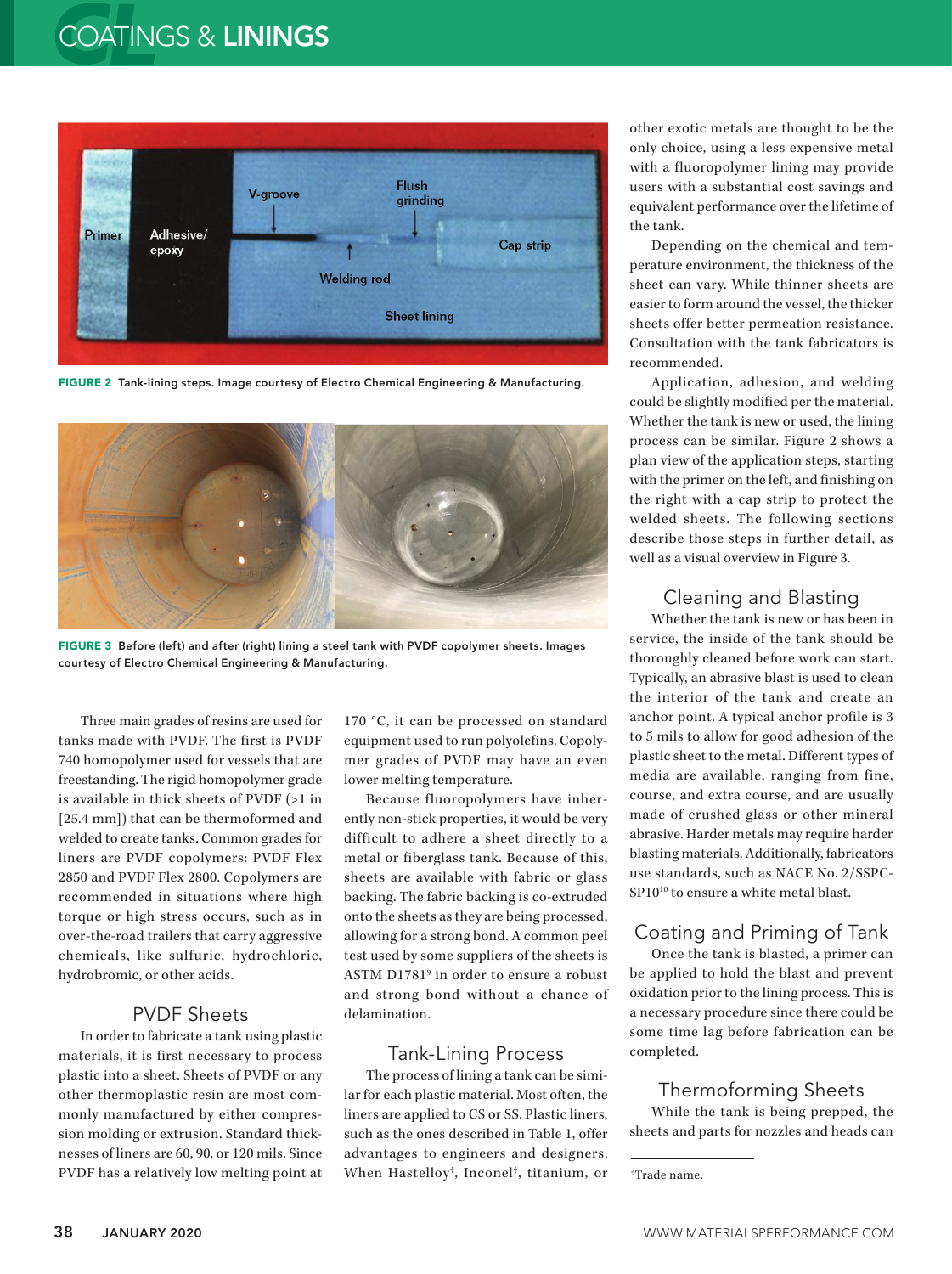Primer

Adhesive/
epoxy

V-groove

Welding rod

Flush
grinding

Cap strip

Sheet lining

**FIGURE 2** Tank-lining steps. Image courtesy of Electro Chemical Engineering & Manufacturing.

**FIGURE 3** Before (left) and after (right) lining a steel tank with PVDF copolymer sheets. Images courtesy of Electro Chemical Engineering & Manufacturing.

Three main grades of resins are used for tanks made with PVDF. The first is PVDF 740 homopolymer used for vessels that are freestanding. The rigid homopolymer grade is available in thick sheets of PVDF (>1 in [25.4 mm]) that can be thermoformed and welded to create tanks. Common grades for liners are PVDF copolymers: PVDF Flex 2850 and PVDF Flex 2800. Copolymers are recommended in situations where high torque or high stress occurs, such as in over-the-road trailers that carry aggressive chemicals, like sulfuric, hydrochloric, hydrobromic, or other acids.

## PVDF Sheets

In order to fabricate a tank using plastic materials, it is first necessary to process plastic into a sheet. Sheets of PVDF or any other thermoplastic resin are most commonly manufactured by either compression molding or extrusion. Standard thicknesses of liners are 60, 90, or 120 mils. Since PVDF has a relatively low melting point at 170 °C, it can be processed on standard equipment used to run polyolefins. Copolymer grades of PVDF may have an even lower melting temperature.

Because fluoropolymers have inherently non-stick properties, it would be very difficult to adhere a sheet directly to a metal or fiberglass tank. Because of this, sheets are available with fabric or glass backing. The fabric backing is co-extruded onto the sheets as they are being processed, allowing for a strong bond. A common peel test used by some suppliers of the sheets is ASTM D1781[9] in order to ensure a robust and strong bond without a chance of delamination.

## Tank-Lining Process

The process of lining a tank can be similar for each plastic material. Most often, the liners are applied to CS or SS. Plastic liners, such as the ones described in Table 1, offer advantages to engineers and designers. When Hastelloy†, Inconel†, titanium, or other exotic metals are thought to be the only choice, using a less expensive metal with a fluoropolymer lining may provide users with a substantial cost savings and equivalent performance over the lifetime of the tank.

Depending on the chemical and temperature environment, the thickness of the sheet can vary. While thinner sheets are easier to form around the vessel, the thicker sheets offer better permeation resistance. Consultation with the tank fabricators is recommended.

Application, adhesion, and welding could be slightly modified per the material. Whether the tank is new or used, the lining process can be similar. Figure 2 shows a plan view of the application steps, starting with the primer on the left, and finishing on the right with a cap strip to protect the welded sheets. The following sections describe those steps in further detail, as well as a visual overview in Figure 3.

## Cleaning and Blasting

Whether the tank is new or has been in service, the inside of the tank should be thoroughly cleaned before work can start. Typically, an abrasive blast is used to clean the interior of the tank and create an anchor point. A typical anchor profile is 3 to 5 mils to allow for good adhesion of the plastic sheet to the metal. Different types of media are available, ranging from fine, course, and extra course, and are usually made of crushed glass or other mineral abrasive. Harder metals may require harder blasting materials. Additionally, fabricators use standards, such as NACE No. 2/SSPC-SP10[10] to ensure a white metal blast.

## Coating and Priming of Tank

Once the tank is blasted, a primer can be applied to hold the blast and prevent oxidation prior to the lining process. This is a necessary procedure since there could be some time lag before fabrication can be completed.

## Thermoforming Sheets

While the tank is being prepped, the sheets and parts for nozzles and heads can

†Trade name.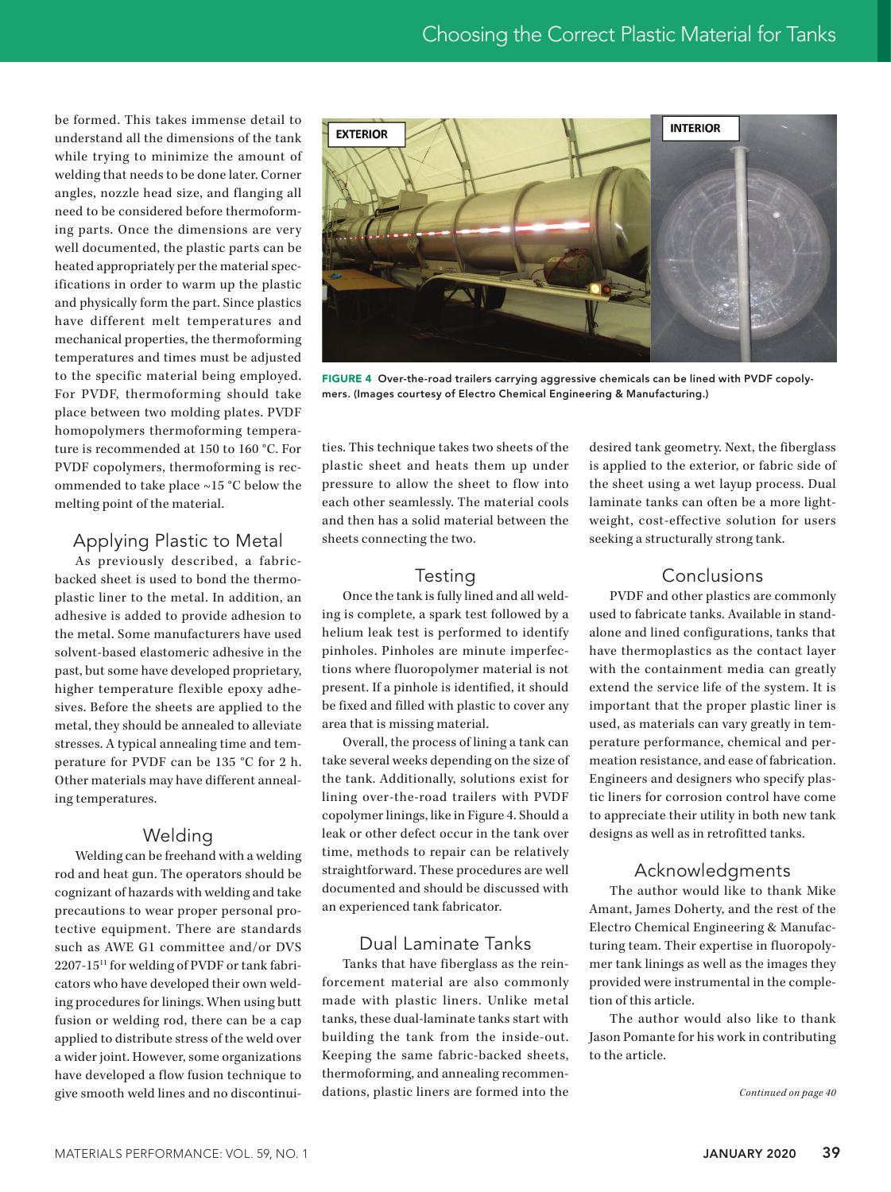be formed. This takes immense detail to understand all the dimensions of the tank while trying to minimize the amount of welding that needs to be done later. Corner angles, nozzle head size, and flanging all need to be considered before thermoforming parts. Once the dimensions are very well documented, the plastic parts can be heated appropriately per the material specifications in order to warm up the plastic and physically form the part. Since plastics have different melt temperatures and mechanical properties, the thermoforming temperatures and times must be adjusted to the specific material being employed. For PVDF, thermoforming should take place between two molding plates. PVDF homopolymers thermoforming temperature is recommended at 150 to 160 °C. For PVDF copolymers, thermoforming is recommended to take place ~15 °C below the melting point of the material.

## Applying Plastic to Metal

As previously described, a fabric-backed sheet is used to bond the thermoplastic liner to the metal. In addition, an adhesive is added to provide adhesion to the metal. Some manufacturers have used solvent-based elastomeric adhesive in the past, but some have developed proprietary, higher temperature flexible epoxy adhesives. Before the sheets are applied to the metal, they should be annealed to alleviate stresses. A typical annealing time and temperature for PVDF can be 135 °C for 2 h. Other materials may have different annealing temperatures.

## Welding

Welding can be freehand with a welding rod and heat gun. The operators should be cognizant of hazards with welding and take precautions to wear proper personal protective equipment. There are standards such as AWE G1 committee and/or DVS 2207-15[11] for welding of PVDF or tank fabricators who have developed their own welding procedures for linings. When using butt fusion or welding rod, there can be a cap applied to distribute stress of the weld over a wider joint. However, some organizations have developed a flow fusion technique to give smooth weld lines and no discontinuities. This technique takes two sheets of the plastic sheet and heats them up under pressure to allow the sheet to flow into each other seamlessly. The material cools and then has a solid material between the sheets connecting the two.

EXTERIOR

INTERIOR

**FIGURE 4** Over-the-road trailers carrying aggressive chemicals can be lined with PVDF copolymers. (Images courtesy of Electro Chemical Engineering & Manufacturing.)

## Testing

Once the tank is fully lined and all welding is complete, a spark test followed by a helium leak test is performed to identify pinholes. Pinholes are minute imperfections where fluoropolymer material is not present. If a pinhole is identified, it should be fixed and filled with plastic to cover any area that is missing material.

Overall, the process of lining a tank can take several weeks depending on the size of the tank. Additionally, solutions exist for lining over-the-road trailers with PVDF copolymer linings, like in Figure 4. Should a leak or other defect occur in the tank over time, methods to repair can be relatively straightforward. These procedures are well documented and should be discussed with an experienced tank fabricator.

## Dual Laminate Tanks

Tanks that have fiberglass as the reinforcement material are also commonly made with plastic liners. Unlike metal tanks, these dual-laminate tanks start with building the tank from the inside-out. Keeping the same fabric-backed sheets, thermoforming, and annealing recommendations, plastic liners are formed into the desired tank geometry. Next, the fiberglass is applied to the exterior, or fabric side of the sheet using a wet layup process. Dual laminate tanks can often be a more lightweight, cost-effective solution for users seeking a structurally strong tank.

## Conclusions

PVDF and other plastics are commonly used to fabricate tanks. Available in standalone and lined configurations, tanks that have thermoplastics as the contact layer with the containment media can greatly extend the service life of the system. It is important that the proper plastic liner is used, as materials can vary greatly in temperature performance, chemical and permeation resistance, and ease of fabrication. Engineers and designers who specify plastic liners for corrosion control have come to appreciate their utility in both new tank designs as well as in retrofitted tanks.

## Acknowledgments

The author would like to thank Mike Amant, James Doherty, and the rest of the Electro Chemical Engineering & Manufacturing team. Their expertise in fluoropolymer tank linings as well as the images they provided were instrumental in the completion of this article.

The author would also like to thank Jason Pomante for his work in contributing to the article.

*Continued on page 40*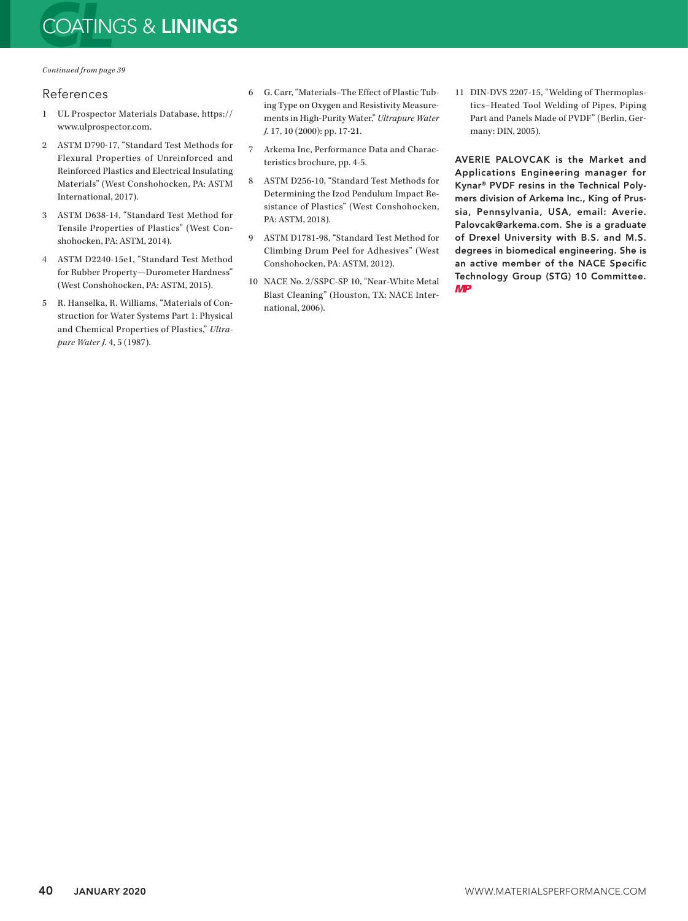*Continued from page 39*

## References

1. UL Prospector Materials Database, https://www.ulprospector.com.
2. ASTM D790-17, "Standard Test Methods for Flexural Properties of Unreinforced and Reinforced Plastics and Electrical Insulating Materials" (West Conshohocken, PA: ASTM International, 2017).
3. ASTM D638-14, "Standard Test Method for Tensile Properties of Plastics" (West Conshohocken, PA: ASTM, 2014).
4. ASTM D2240-15e1, "Standard Test Method for Rubber Property—Durometer Hardness" (West Conshohocken, PA: ASTM, 2015).
5. R. Hanselka, R. Williams, "Materials of Construction for Water Systems Part 1: Physical and Chemical Properties of Plastics," *Ultrapure Water J.* 4, 5 (1987).
6. G. Carr, "Materials–The Effect of Plastic Tubing Type on Oxygen and Resistivity Measurements in High-Purity Water," *Ultrapure Water J.* 17, 10 (2000): pp. 17-21.
7. Arkema Inc, Performance Data and Characteristics brochure, pp. 4-5.
8. ASTM D256-10, "Standard Test Methods for Determining the Izod Pendulum Impact Resistance of Plastics" (West Conshohocken, PA: ASTM, 2018).
9. ASTM D1781-98, "Standard Test Method for Climbing Drum Peel for Adhesives" (West Conshohocken, PA: ASTM, 2012).
10. NACE No. 2/SSPC-SP 10, "Near-White Metal Blast Cleaning" (Houston, TX: NACE International, 2006).
11. DIN-DVS 2207-15, "Welding of Thermoplastics–Heated Tool Welding of Pipes, Piping Part and Panels Made of PVDF" (Berlin, Germany: DIN, 2005).

**AVERIE PALOVCAK is the Market and Applications Engineering manager for Kynar® PVDF resins in the Technical Polymers division of Arkema Inc., King of Prussia, Pennsylvania, USA, email: Averie.Palovcak@arkema.com. She is a graduate of Drexel University with B.S. and M.S. degrees in biomedical engineering. She is an active member of the NACE Specific Technology Group (STG) 10 Committee.**